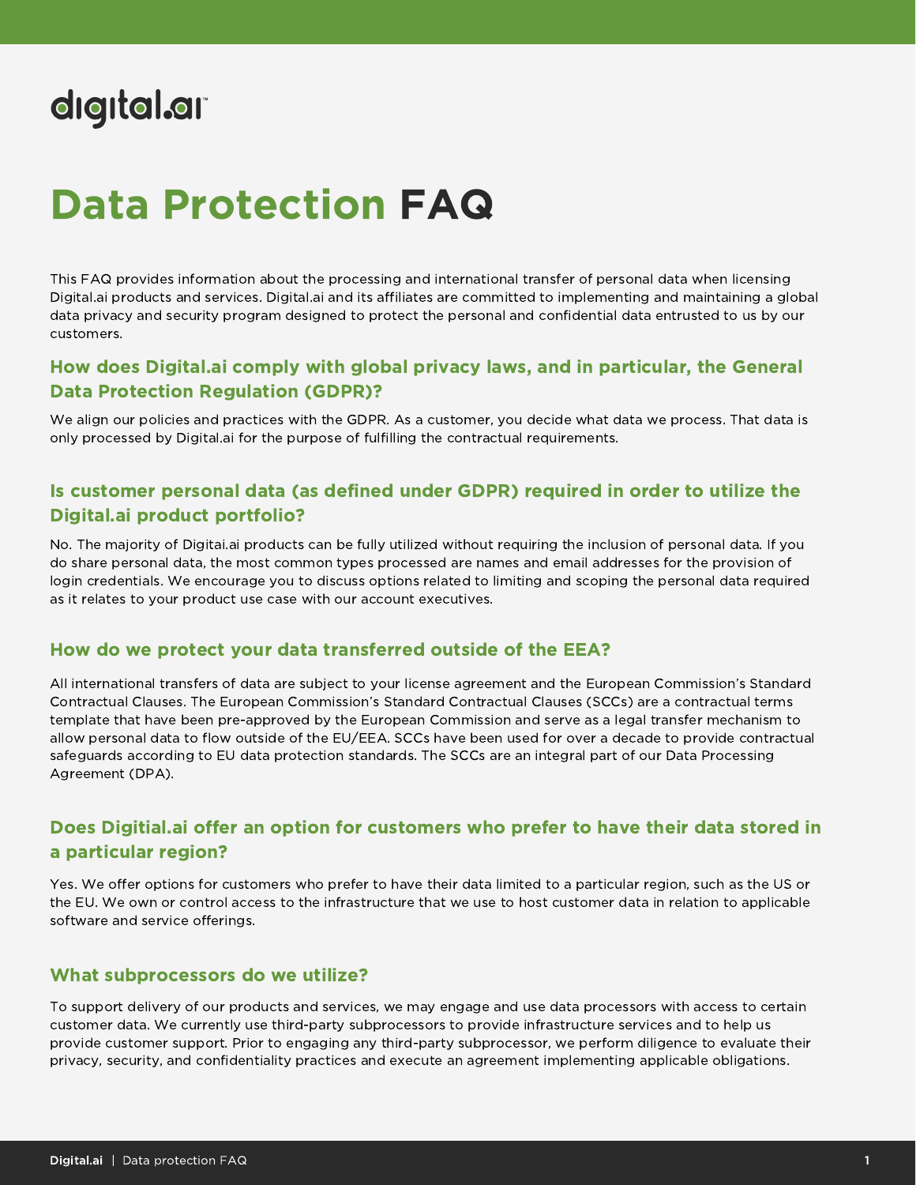digital.ai

# Data Protection FAQ

This FAQ provides information about the processing and international transfer of personal data when licensing Digital.ai products and services. Digital.ai and its affiliates are committed to implementing and maintaining a global data privacy and security program designed to protect the personal and confidential data entrusted to us by our customers.

## How does Digital.ai comply with global privacy laws, and in particular, the General Data Protection Regulation (GDPR)?

We align our policies and practices with the GDPR. As a customer, you decide what data we process. That data is only processed by Digital.ai for the purpose of fulfilling the contractual requirements.

## Is customer personal data (as defined under GDPR) required in order to utilize the Digital.ai product portfolio?

No. The majority of Digitai.ai products can be fully utilized without requiring the inclusion of personal data. If you do share personal data, the most common types processed are names and email addresses for the provision of login credentials. We encourage you to discuss options related to limiting and scoping the personal data required as it relates to your product use case with our account executives.

## How do we protect your data transferred outside of the EEA?

All international transfers of data are subject to your license agreement and the European Commission's Standard Contractual Clauses. The European Commission's Standard Contractual Clauses (SCCs) are a contractual terms template that have been pre-approved by the European Commission and serve as a legal transfer mechanism to allow personal data to flow outside of the EU/EEA. SCCs have been used for over a decade to provide contractual safeguards according to EU data protection standards. The SCCs are an integral part of our Data Processing Agreement (DPA).

## Does Digitial.ai offer an option for customers who prefer to have their data stored in a particular region?

Yes. We offer options for customers who prefer to have their data limited to a particular region, such as the US or the EU. We own or control access to the infrastructure that we use to host customer data in relation to applicable software and service offerings.

## What subprocessors do we utilize?

To support delivery of our products and services, we may engage and use data processors with access to certain customer data. We currently use third-party subprocessors to provide infrastructure services and to help us provide customer support. Prior to engaging any third-party subprocessor, we perform diligence to evaluate their privacy, security, and confidentiality practices and execute an agreement implementing applicable obligations.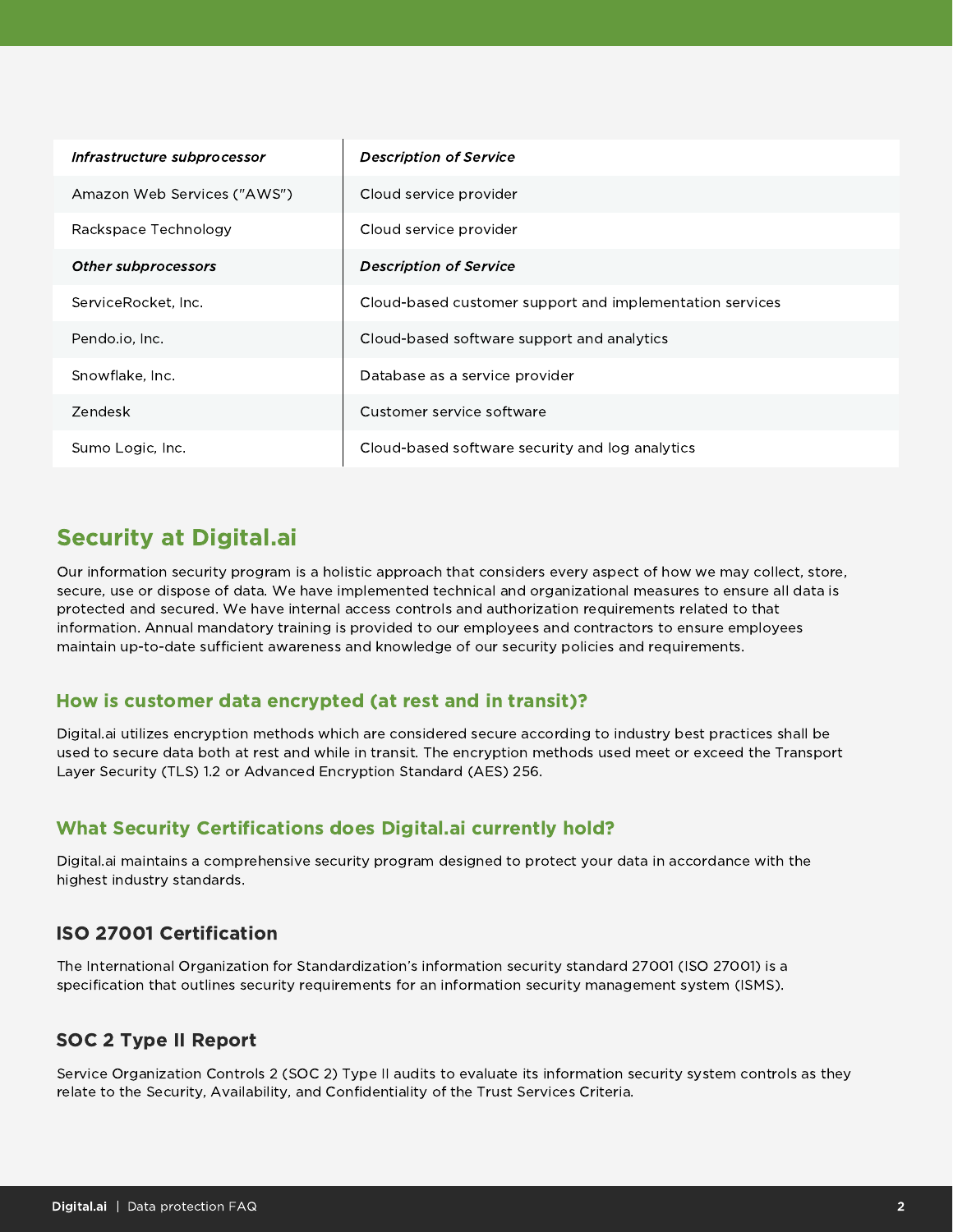| *Infrastructure subprocessor* | *Description of Service* |
|---|---|
| Amazon Web Services ("AWS") | Cloud service provider |
| Rackspace Technology | Cloud service provider |
| *Other subprocessors* | *Description of Service* |
| ServiceRocket, Inc. | Cloud-based customer support and implementation services |
| Pendo.io, Inc. | Cloud-based software support and analytics |
| Snowflake, Inc. | Database as a service provider |
| Zendesk | Customer service software |
| Sumo Logic, Inc. | Cloud-based software security and log analytics |

## Security at Digital.ai

Our information security program is a holistic approach that considers every aspect of how we may collect, store, secure, use or dispose of data. We have implemented technical and organizational measures to ensure all data is protected and secured. We have internal access controls and authorization requirements related to that information. Annual mandatory training is provided to our employees and contractors to ensure employees maintain up-to-date sufficient awareness and knowledge of our security policies and requirements.

### How is customer data encrypted (at rest and in transit)?

Digital.ai utilizes encryption methods which are considered secure according to industry best practices shall be used to secure data both at rest and while in transit. The encryption methods used meet or exceed the Transport Layer Security (TLS) 1.2 or Advanced Encryption Standard (AES) 256.

### What Security Certifications does Digital.ai currently hold?

Digital.ai maintains a comprehensive security program designed to protect your data in accordance with the highest industry standards.

### ISO 27001 Certification

The International Organization for Standardization's information security standard 27001 (ISO 27001) is a specification that outlines security requirements for an information security management system (ISMS).

### SOC 2 Type II Report

Service Organization Controls 2 (SOC 2) Type II audits to evaluate its information security system controls as they relate to the Security, Availability, and Confidentiality of the Trust Services Criteria.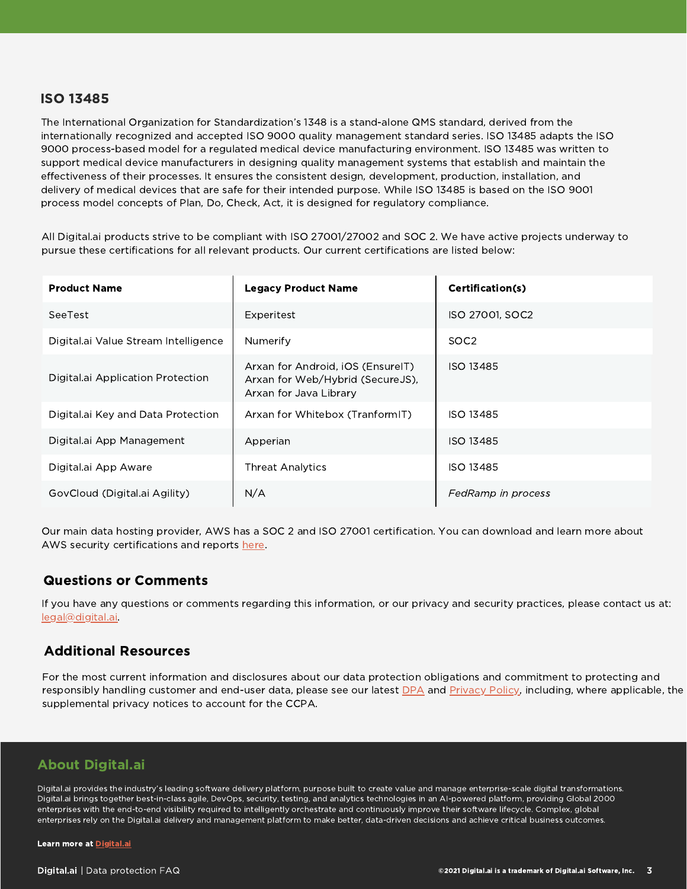## ISO 13485

The International Organization for Standardization's 1348 is a stand-alone QMS standard, derived from the internationally recognized and accepted ISO 9000 quality management standard series. ISO 13485 adapts the ISO 9000 process-based model for a regulated medical device manufacturing environment. ISO 13485 was written to support medical device manufacturers in designing quality management systems that establish and maintain the effectiveness of their processes. It ensures the consistent design, development, production, installation, and delivery of medical devices that are safe for their intended purpose. While ISO 13485 is based on the ISO 9001 process model concepts of Plan, Do, Check, Act, it is designed for regulatory compliance.

All Digital.ai products strive to be compliant with ISO 27001/27002 and SOC 2. We have active projects underway to pursue these certifications for all relevant products. Our current certifications are listed below:

| Product Name | Legacy Product Name | Certification(s) |
|---|---|---|
| SeeTest | Experitest | ISO 27001, SOC2 |
| Digital.ai Value Stream Intelligence | Numerify | SOC2 |
| Digital.ai Application Protection | Arxan for Android, iOS (EnsureIT) Arxan for Web/Hybrid (SecureJS), Arxan for Java Library | ISO 13485 |
| Digital.ai Key and Data Protection | Arxan for Whitebox (TranformIT) | ISO 13485 |
| Digital.ai App Management | Apperian | ISO 13485 |
| Digital.ai App Aware | Threat Analytics | ISO 13485 |
| GovCloud (Digital.ai Agility) | N/A | *FedRamp in process* |

Our main data hosting provider, AWS has a SOC 2 and ISO 27001 certification. You can download and learn more about AWS security certifications and reports here.

## Questions or Comments

If you have any questions or comments regarding this information, or our privacy and security practices, please contact us at: legal@digital.ai.

## Additional Resources

For the most current information and disclosures about our data protection obligations and commitment to protecting and responsibly handling customer and end-user data, please see our latest DPA and Privacy Policy, including, where applicable, the supplemental privacy notices to account for the CCPA.

## About Digital.ai

Digital.ai provides the industry's leading software delivery platform, purpose built to create value and manage enterprise-scale digital transformations. Digital.ai brings together best-in-class agile, DevOps, security, testing, and analytics technologies in an AI-powered platform, providing Global 2000 enterprises with the end-to-end visibility required to intelligently orchestrate and continuously improve their software lifecycle. Complex, global enterprises rely on the Digital.ai delivery and management platform to make better, data-driven decisions and achieve critical business outcomes.

**Learn more at Digital.ai**

**©2021 Digital.ai is a trademark of Digital.ai Software, Inc.**